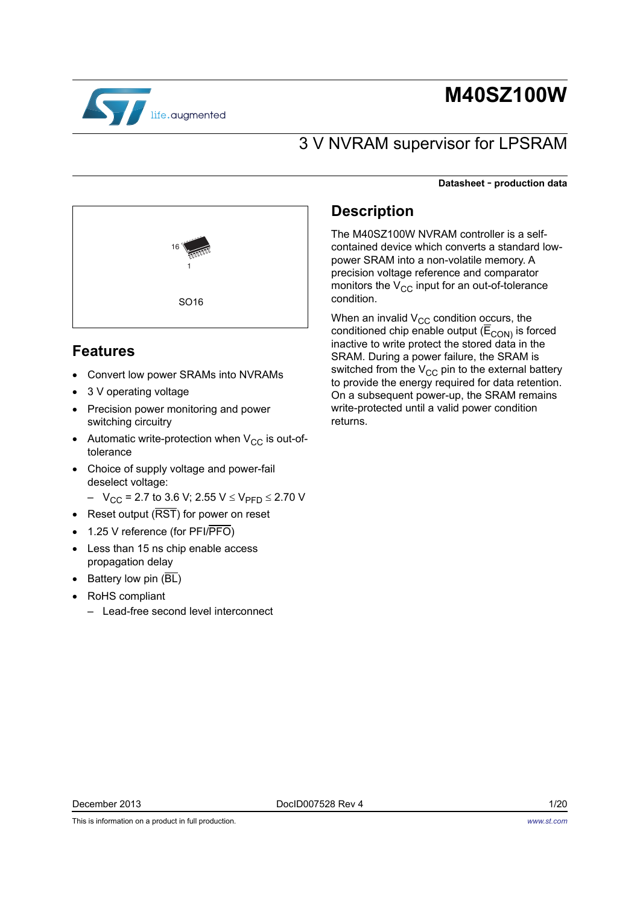# M40SZ100W

## 3 V NVRAM supervisor for LPSRAM

**Datasheet - production data**

SO16

## Features

- Convert low power SRAMs into NVRAMs
- 3 V operating voltage
- Precision power monitoring and power switching circuitry
- Automatic write-protection when $V_{CC}$ is out-of-tolerance
- Choice of supply voltage and power-fail deselect voltage:
  - $V_{CC}$ = 2.7 to 3.6 V; 2.55 V ≤ $V_{PFD}$ ≤ 2.70 V
- Reset output ($\overline{RST}$) for power on reset
- 1.25 V reference (for PFI/$\overline{PFO}$)
- Less than 15 ns chip enable access propagation delay
- Battery low pin ($\overline{BL}$)
- RoHS compliant
  - Lead-free second level interconnect

## Description

The M40SZ100W NVRAM controller is a self-contained device which converts a standard low-power SRAM into a non-volatile memory. A precision voltage reference and comparator monitors the $V_{CC}$ input for an out-of-tolerance condition.

When an invalid $V_{CC}$ condition occurs, the conditioned chip enable output ($\overline{E}_{CON}$) is forced inactive to write protect the stored data in the SRAM. During a power failure, the SRAM is switched from the $V_{CC}$ pin to the external battery to provide the energy required for data retention. On a subsequent power-up, the SRAM remains write-protected until a valid power condition returns.

December 2013 DocID007528 Rev 4

This is information on a product in full production.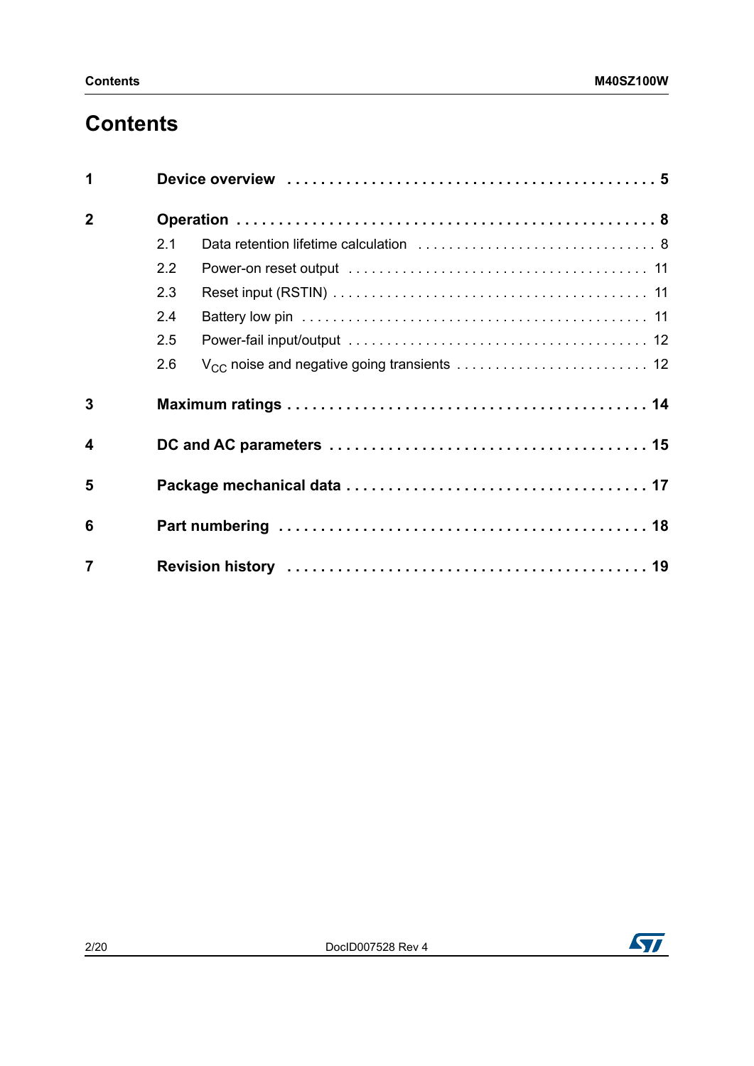# Contents

| | | |
|---|---|---|
| **1** | **Device overview** | **5** |
| **2** | **Operation** | **8** |
| 2.1 | Data retention lifetime calculation | 8 |
| 2.2 | Power-on reset output | 11 |
| 2.3 | Reset input (RSTIN) | 11 |
| 2.4 | Battery low pin | 11 |
| 2.5 | Power-fail input/output | 12 |
| 2.6 | $V_{CC}$ noise and negative going transients | 12 |
| **3** | **Maximum ratings** | **14** |
| **4** | **DC and AC parameters** | **15** |
| **5** | **Package mechanical data** | **17** |
| **6** | **Part numbering** | **18** |
| **7** | **Revision history** | **19** |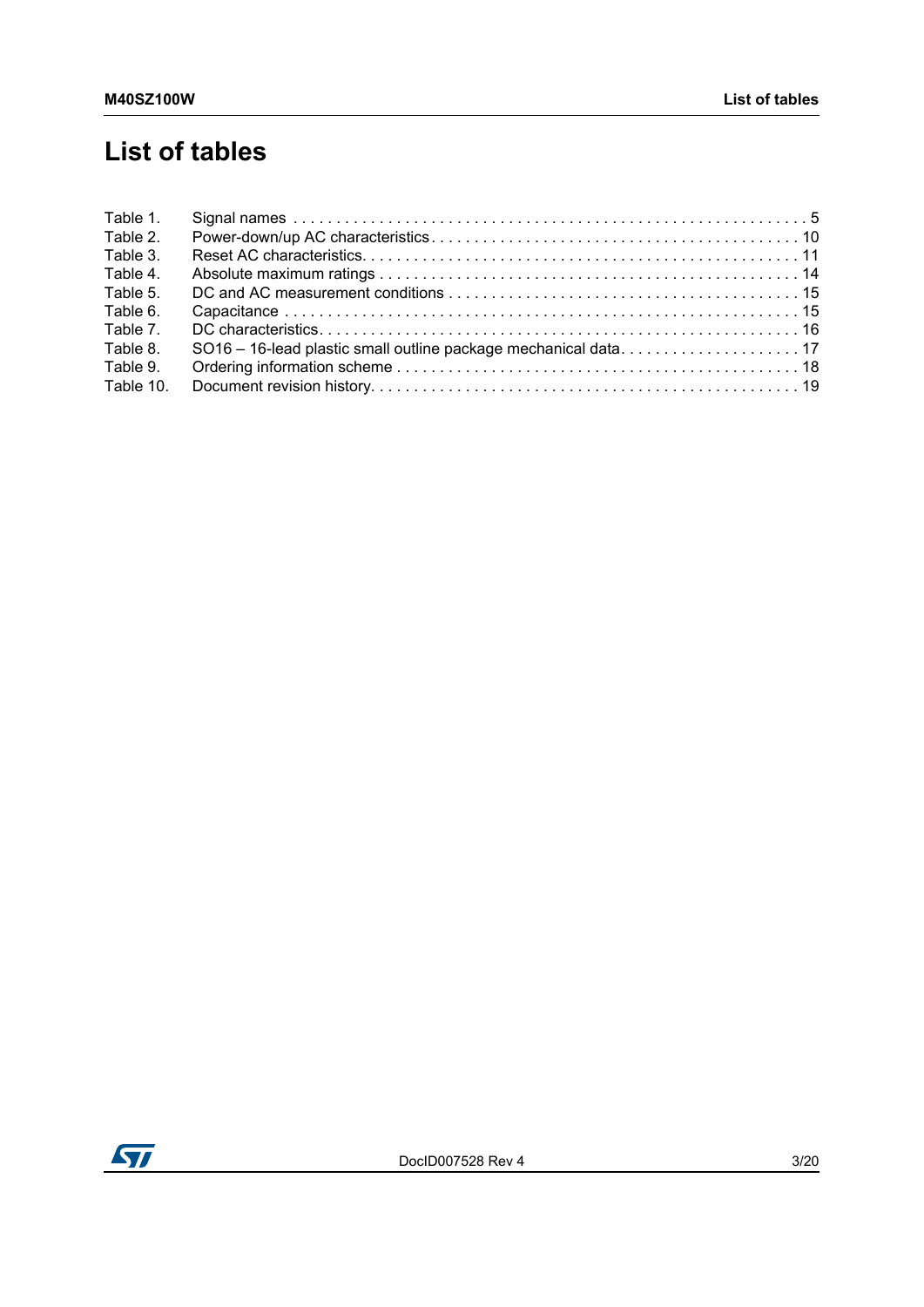# List of tables

| | | |
|---|---|---|
| Table 1. | Signal names | 5 |
| Table 2. | Power-down/up AC characteristics | 10 |
| Table 3. | Reset AC characteristics | 11 |
| Table 4. | Absolute maximum ratings | 14 |
| Table 5. | DC and AC measurement conditions | 15 |
| Table 6. | Capacitance | 15 |
| Table 7. | DC characteristics | 16 |
| Table 8. | SO16 – 16-lead plastic small outline package mechanical data | 17 |
| Table 9. | Ordering information scheme | 18 |
| Table 10. | Document revision history | 19 |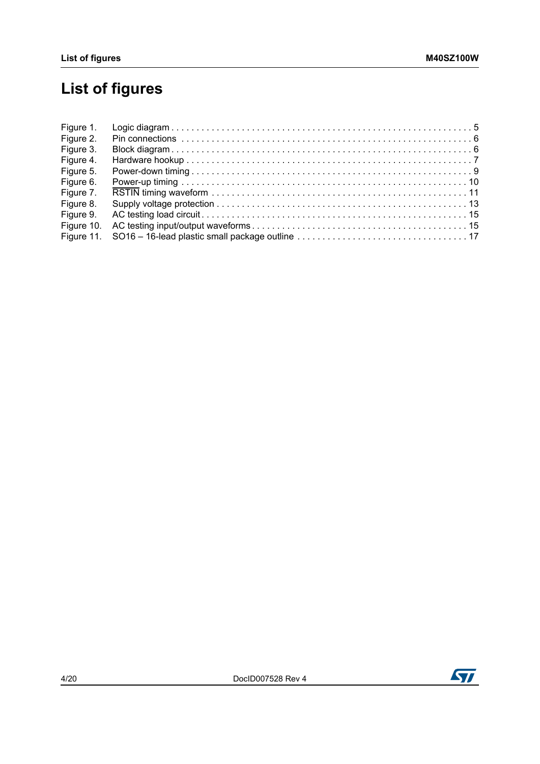# List of figures

Figure 1. Logic diagram . . . . . . . . . . . . . . . . . . . . . . . . . . . . . . . . . . . . . . . . . . . . . . . . . . . . . . . . . . . . 5
Figure 2. Pin connections . . . . . . . . . . . . . . . . . . . . . . . . . . . . . . . . . . . . . . . . . . . . . . . . . . . . . . . . . . 6
Figure 3. Block diagram . . . . . . . . . . . . . . . . . . . . . . . . . . . . . . . . . . . . . . . . . . . . . . . . . . . . . . . . . . . . 6
Figure 4. Hardware hookup . . . . . . . . . . . . . . . . . . . . . . . . . . . . . . . . . . . . . . . . . . . . . . . . . . . . . . . . . 7
Figure 5. Power-down timing . . . . . . . . . . . . . . . . . . . . . . . . . . . . . . . . . . . . . . . . . . . . . . . . . . . . . . . . 9
Figure 6. Power-up timing . . . . . . . . . . . . . . . . . . . . . . . . . . . . . . . . . . . . . . . . . . . . . . . . . . . . . . . . . 10
Figure 7. $\overline{\text{RSTIN}}$ timing waveform . . . . . . . . . . . . . . . . . . . . . . . . . . . . . . . . . . . . . . . . . . . . . . . . . . 11
Figure 8. Supply voltage protection . . . . . . . . . . . . . . . . . . . . . . . . . . . . . . . . . . . . . . . . . . . . . . . . . . . 13
Figure 9. AC testing load circuit . . . . . . . . . . . . . . . . . . . . . . . . . . . . . . . . . . . . . . . . . . . . . . . . . . . . . 15
Figure 10. AC testing input/output waveforms . . . . . . . . . . . . . . . . . . . . . . . . . . . . . . . . . . . . . . . . . . . 15
Figure 11. SO16 – 16-lead plastic small package outline . . . . . . . . . . . . . . . . . . . . . . . . . . . . . . . . . . 17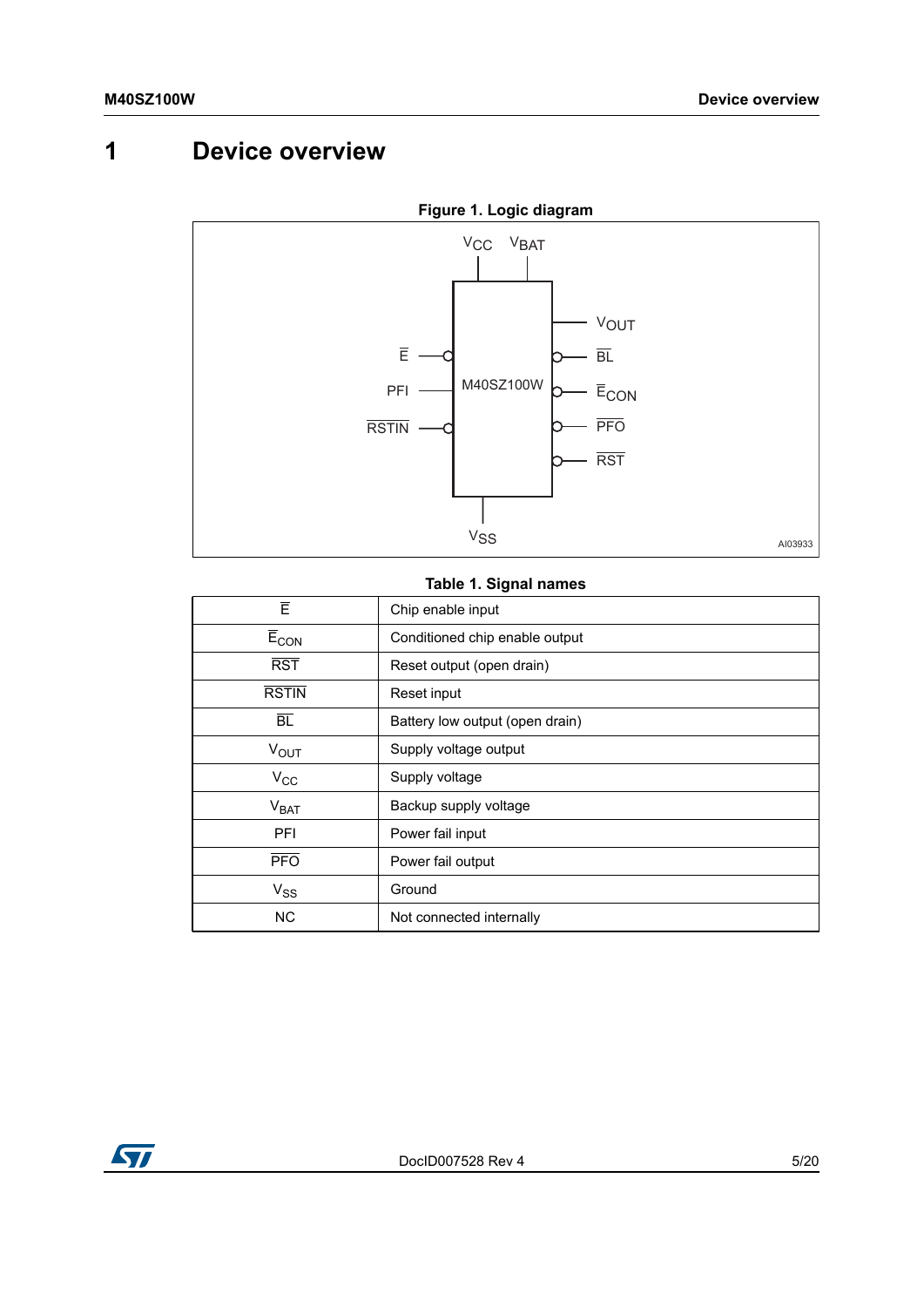# 1 Device overview

**Figure 1. Logic diagram**

**Table 1. Signal names**

| Signal | Description |
|---|---|
| $\overline{E}$ | Chip enable input |
| $\overline{E}_{CON}$ | Conditioned chip enable output |
| $\overline{RST}$ | Reset output (open drain) |
| $\overline{RSTIN}$ | Reset input |
| $\overline{BL}$ | Battery low output (open drain) |
| $V_{OUT}$ | Supply voltage output |
| $V_{CC}$ | Supply voltage |
| $V_{BAT}$ | Backup supply voltage |
| PFI | Power fail input |
| $\overline{PFO}$ | Power fail output |
| $V_{SS}$ | Ground |
| NC | Not connected internally |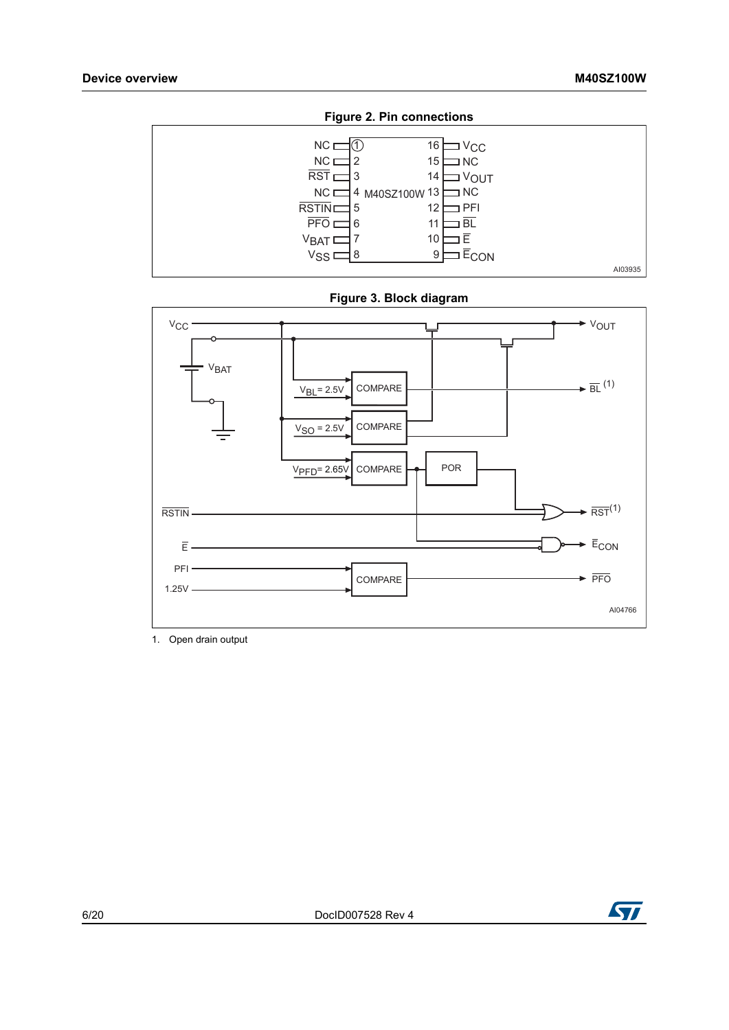**Figure 2. Pin connections**

**Figure 3. Block diagram**

1. Open drain output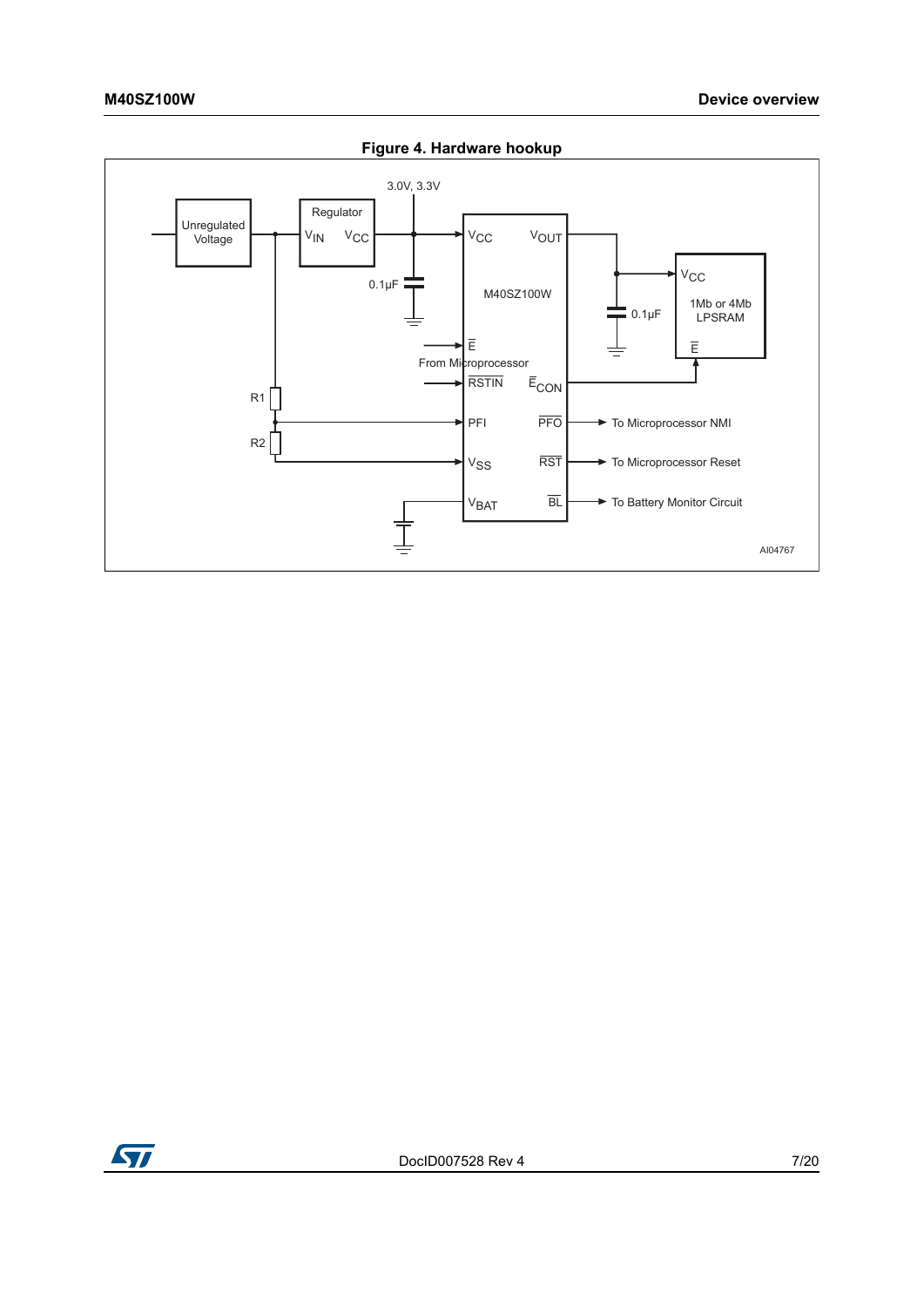**Figure 4. Hardware hookup**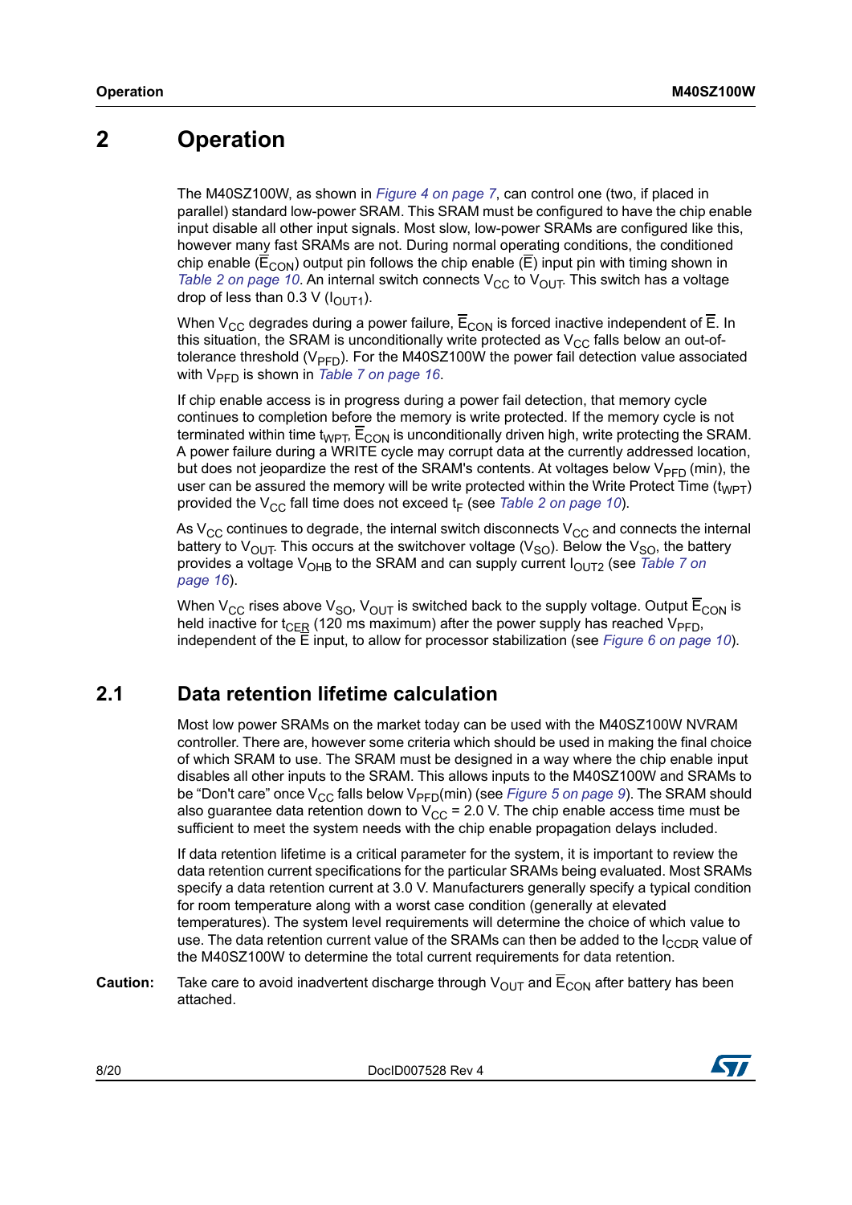# 2 Operation

The M40SZ100W, as shown in *Figure 4 on page 7*, can control one (two, if placed in parallel) standard low-power SRAM. This SRAM must be configured to have the chip enable input disable all other input signals. Most slow, low-power SRAMs are configured like this, however many fast SRAMs are not. During normal operating conditions, the conditioned chip enable ($\overline{E}_{CON}$) output pin follows the chip enable ($\overline{E}$) input pin with timing shown in *Table 2 on page 10*. An internal switch connects $V_{CC}$ to $V_{OUT}$. This switch has a voltage drop of less than 0.3 V ($I_{OUT1}$).

When $V_{CC}$ degrades during a power failure, $\overline{E}_{CON}$ is forced inactive independent of $\overline{E}$. In this situation, the SRAM is unconditionally write protected as $V_{CC}$ falls below an out-of-tolerance threshold ($V_{PFD}$). For the M40SZ100W the power fail detection value associated with $V_{PFD}$ is shown in *Table 7 on page 16*.

If chip enable access is in progress during a power fail detection, that memory cycle continues to completion before the memory is write protected. If the memory cycle is not terminated within time $t_{WPT}$, $\overline{E}_{CON}$ is unconditionally driven high, write protecting the SRAM. A power failure during a WRITE cycle may corrupt data at the currently addressed location, but does not jeopardize the rest of the SRAM's contents. At voltages below $V_{PFD}$ (min), the user can be assured the memory will be write protected within the Write Protect Time ($t_{WPT}$) provided the $V_{CC}$ fall time does not exceed $t_F$ (see *Table 2 on page 10*).

As $V_{CC}$ continues to degrade, the internal switch disconnects $V_{CC}$ and connects the internal battery to $V_{OUT}$. This occurs at the switchover voltage ($V_{SO}$). Below the $V_{SO}$, the battery provides a voltage $V_{OHB}$ to the SRAM and can supply current $I_{OUT2}$ (see *Table 7 on page 16*).

When $V_{CC}$ rises above $V_{SO}$, $V_{OUT}$ is switched back to the supply voltage. Output $\overline{E}_{CON}$ is held inactive for $t_{CER}$ (120 ms maximum) after the power supply has reached $V_{PFD}$, independent of the $\overline{E}$ input, to allow for processor stabilization (see *Figure 6 on page 10*).

## 2.1 Data retention lifetime calculation

Most low power SRAMs on the market today can be used with the M40SZ100W NVRAM controller. There are, however some criteria which should be used in making the final choice of which SRAM to use. The SRAM must be designed in a way where the chip enable input disables all other inputs to the SRAM. This allows inputs to the M40SZ100W and SRAMs to be “Don't care” once $V_{CC}$ falls below $V_{PFD}$(min) (see *Figure 5 on page 9*). The SRAM should also guarantee data retention down to $V_{CC}$ = 2.0 V. The chip enable access time must be sufficient to meet the system needs with the chip enable propagation delays included.

If data retention lifetime is a critical parameter for the system, it is important to review the data retention current specifications for the particular SRAMs being evaluated. Most SRAMs specify a data retention current at 3.0 V. Manufacturers generally specify a typical condition for room temperature along with a worst case condition (generally at elevated temperatures). The system level requirements will determine the choice of which value to use. The data retention current value of the SRAMs can then be added to the $I_{CCDR}$ value of the M40SZ100W to determine the total current requirements for data retention.

**Caution:** Take care to avoid inadvertent discharge through $V_{OUT}$ and $\overline{E}_{CON}$ after battery has been attached.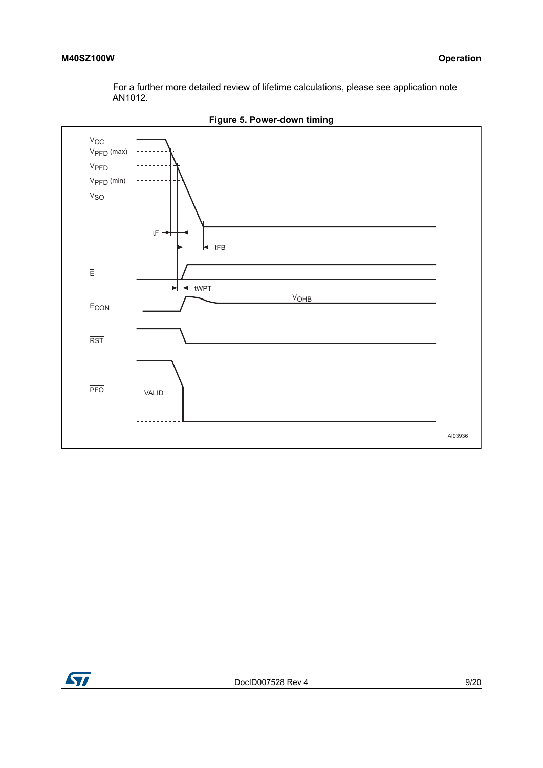For a further more detailed review of lifetime calculations, please see application note AN1012.

**Figure 5. Power-down timing**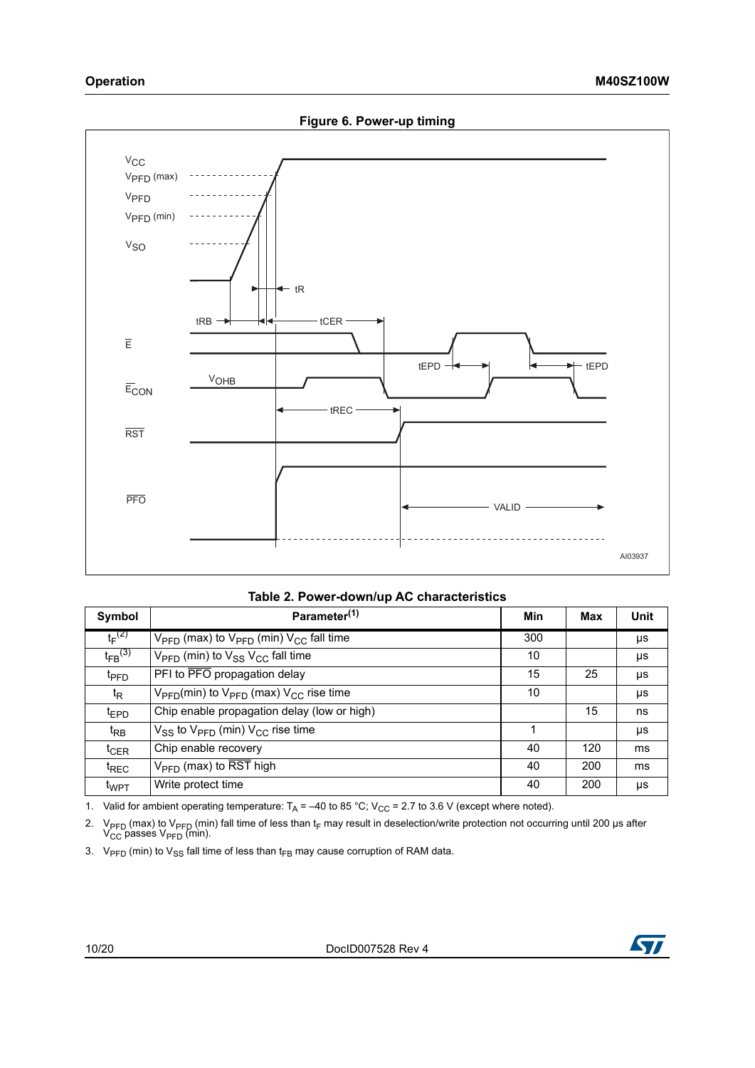**Figure 6. Power-up timing**

**Table 2. Power-down/up AC characteristics**

| Symbol | Parameter[1] | Min | Max | Unit |
|---|---|---|---|---|
| $t_F$[2] | $V_{PFD}$ (max) to $V_{PFD}$ (min) $V_{CC}$ fall time | 300 | | µs |
| $t_{FB}$[3] | $V_{PFD}$ (min) to $V_{SS}$ $V_{CC}$ fall time | 10 | | µs |
| $t_{PFD}$ | PFI to $\overline{PFO}$ propagation delay | 15 | 25 | µs |
| $t_R$ | $V_{PFD}$(min) to $V_{PFD}$ (max) $V_{CC}$ rise time | 10 | | µs |
| $t_{EPD}$ | Chip enable propagation delay (low or high) | | 15 | ns |
| $t_{RB}$ | $V_{SS}$ to $V_{PFD}$ (min) $V_{CC}$ rise time | 1 | | µs |
| $t_{CER}$ | Chip enable recovery | 40 | 120 | ms |
| $t_{REC}$ | $V_{PFD}$ (max) to $\overline{RST}$ high | 40 | 200 | ms |
| $t_{WPT}$ | Write protect time | 40 | 200 | µs |

1. Valid for ambient operating temperature: $T_A$ = –40 to 85 °C; $V_{CC}$ = 2.7 to 3.6 V (except where noted).
2. $V_{PFD}$ (max) to $V_{PFD}$ (min) fall time of less than $t_F$ may result in deselection/write protection not occurring until 200 µs after $V_{CC}$ passes $V_{PFD}$ (min).
3. $V_{PFD}$ (min) to $V_{SS}$ fall time of less than $t_{FB}$ may cause corruption of RAM data.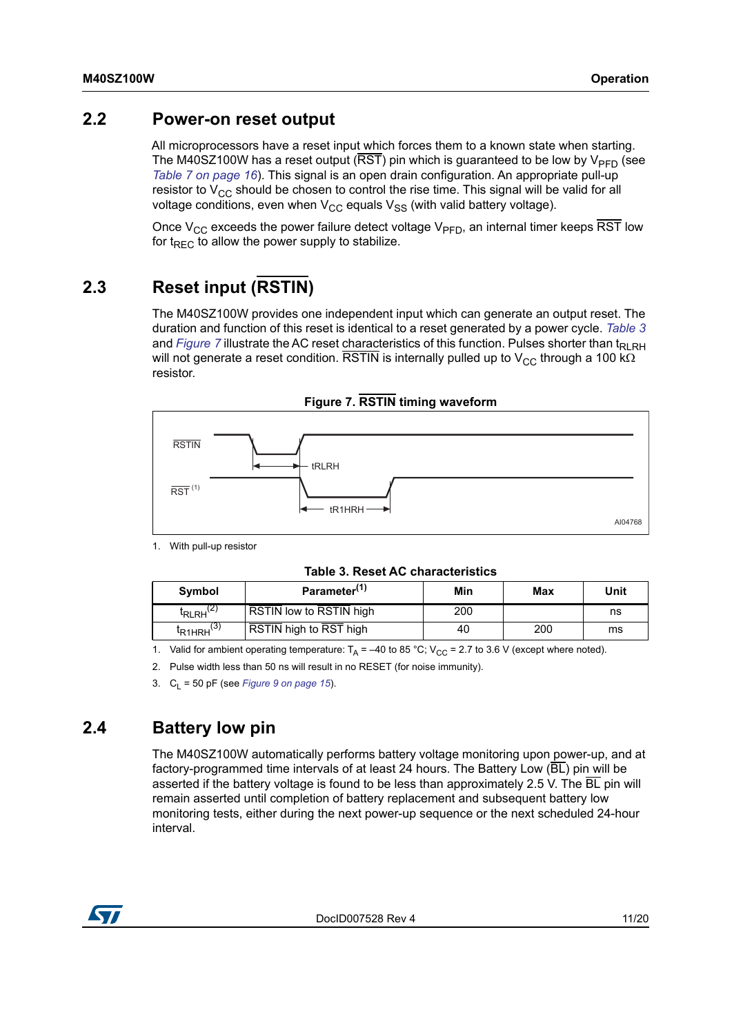## 2.2 Power-on reset output

All microprocessors have a reset input which forces them to a known state when starting. The M40SZ100W has a reset output ($\overline{RST}$) pin which is guaranteed to be low by $V_{PFD}$ (see *Table 7 on page 16*). This signal is an open drain configuration. An appropriate pull-up resistor to $V_{CC}$ should be chosen to control the rise time. This signal will be valid for all voltage conditions, even when $V_{CC}$ equals $V_{SS}$ (with valid battery voltage).

Once $V_{CC}$ exceeds the power failure detect voltage $V_{PFD}$, an internal timer keeps $\overline{RST}$ low for $t_{REC}$ to allow the power supply to stabilize.

## 2.3 Reset input ($\overline{RSTIN}$)

The M40SZ100W provides one independent input which can generate an output reset. The duration and function of this reset is identical to a reset generated by a power cycle. *Table 3* and *Figure 7* illustrate the AC reset characteristics of this function. Pulses shorter than $t_{RLRH}$ will not generate a reset condition. $\overline{RSTIN}$ is internally pulled up to $V_{CC}$ through a 100 kΩ resistor.

**Figure 7. $\overline{RSTIN}$ timing waveform**

1. With pull-up resistor

**Table 3. Reset AC characteristics**

| Symbol | Parameter[1] | Min | Max | Unit |
|---|---|---|---|---|
| $t_{RLRH}$[2] | $\overline{RSTIN}$ low to $\overline{RSTIN}$ high | 200 | | ns |
| $t_{R1HRH}$[3] | $\overline{RSTIN}$ high to $\overline{RST}$ high | 40 | 200 | ms |

1. Valid for ambient operating temperature: $T_A$ = –40 to 85 °C; $V_{CC}$ = 2.7 to 3.6 V (except where noted).
2. Pulse width less than 50 ns will result in no RESET (for noise immunity).
3. $C_L$ = 50 pF (see *Figure 9 on page 15*).

## 2.4 Battery low pin

The M40SZ100W automatically performs battery voltage monitoring upon power-up, and at factory-programmed time intervals of at least 24 hours. The Battery Low ($\overline{BL}$) pin will be asserted if the battery voltage is found to be less than approximately 2.5 V. The $\overline{BL}$ pin will remain asserted until completion of battery replacement and subsequent battery low monitoring tests, either during the next power-up sequence or the next scheduled 24-hour interval.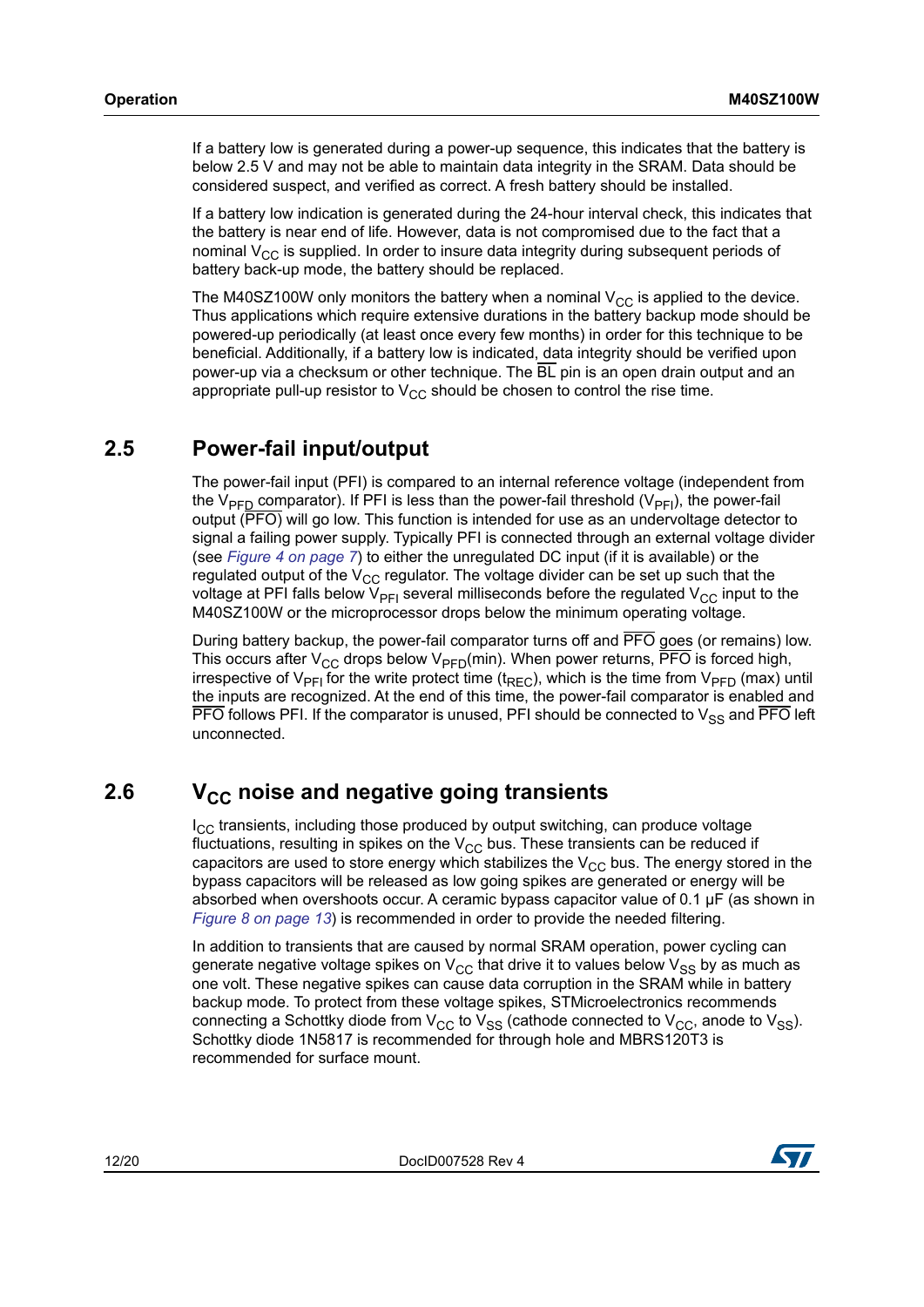If a battery low is generated during a power-up sequence, this indicates that the battery is below 2.5 V and may not be able to maintain data integrity in the SRAM. Data should be considered suspect, and verified as correct. A fresh battery should be installed.

If a battery low indication is generated during the 24-hour interval check, this indicates that the battery is near end of life. However, data is not compromised due to the fact that a nominal $V_{CC}$ is supplied. In order to insure data integrity during subsequent periods of battery back-up mode, the battery should be replaced.

The M40SZ100W only monitors the battery when a nominal $V_{CC}$ is applied to the device. Thus applications which require extensive durations in the battery backup mode should be powered-up periodically (at least once every few months) in order for this technique to be beneficial. Additionally, if a battery low is indicated, data integrity should be verified upon power-up via a checksum or other technique. The $\overline{BL}$ pin is an open drain output and an appropriate pull-up resistor to $V_{CC}$ should be chosen to control the rise time.

## 2.5 Power-fail input/output

The power-fail input (PFI) is compared to an internal reference voltage (independent from the $V_{PFD}$ comparator). If PFI is less than the power-fail threshold ($V_{PFI}$), the power-fail output ($\overline{PFO}$) will go low. This function is intended for use as an undervoltage detector to signal a failing power supply. Typically PFI is connected through an external voltage divider (see *Figure 4 on page 7*) to either the unregulated DC input (if it is available) or the regulated output of the $V_{CC}$ regulator. The voltage divider can be set up such that the voltage at PFI falls below $V_{PFI}$ several milliseconds before the regulated $V_{CC}$ input to the M40SZ100W or the microprocessor drops below the minimum operating voltage.

During battery backup, the power-fail comparator turns off and $\overline{PFO}$ goes (or remains) low. This occurs after $V_{CC}$ drops below $V_{PFD}$(min). When power returns, $\overline{PFO}$ is forced high, irrespective of $V_{PFI}$ for the write protect time ($t_{REC}$), which is the time from $V_{PFD}$ (max) until the inputs are recognized. At the end of this time, the power-fail comparator is enabled and $\overline{PFO}$ follows PFI. If the comparator is unused, PFI should be connected to $V_{SS}$ and $\overline{PFO}$ left unconnected.

## 2.6 $V_{CC}$ noise and negative going transients

$I_{CC}$ transients, including those produced by output switching, can produce voltage fluctuations, resulting in spikes on the $V_{CC}$ bus. These transients can be reduced if capacitors are used to store energy which stabilizes the $V_{CC}$ bus. The energy stored in the bypass capacitors will be released as low going spikes are generated or energy will be absorbed when overshoots occur. A ceramic bypass capacitor value of 0.1 µF (as shown in *Figure 8 on page 13*) is recommended in order to provide the needed filtering.

In addition to transients that are caused by normal SRAM operation, power cycling can generate negative voltage spikes on $V_{CC}$ that drive it to values below $V_{SS}$ by as much as one volt. These negative spikes can cause data corruption in the SRAM while in battery backup mode. To protect from these voltage spikes, STMicroelectronics recommends connecting a Schottky diode from $V_{CC}$ to $V_{SS}$ (cathode connected to $V_{CC}$, anode to $V_{SS}$). Schottky diode 1N5817 is recommended for through hole and MBRS120T3 is recommended for surface mount.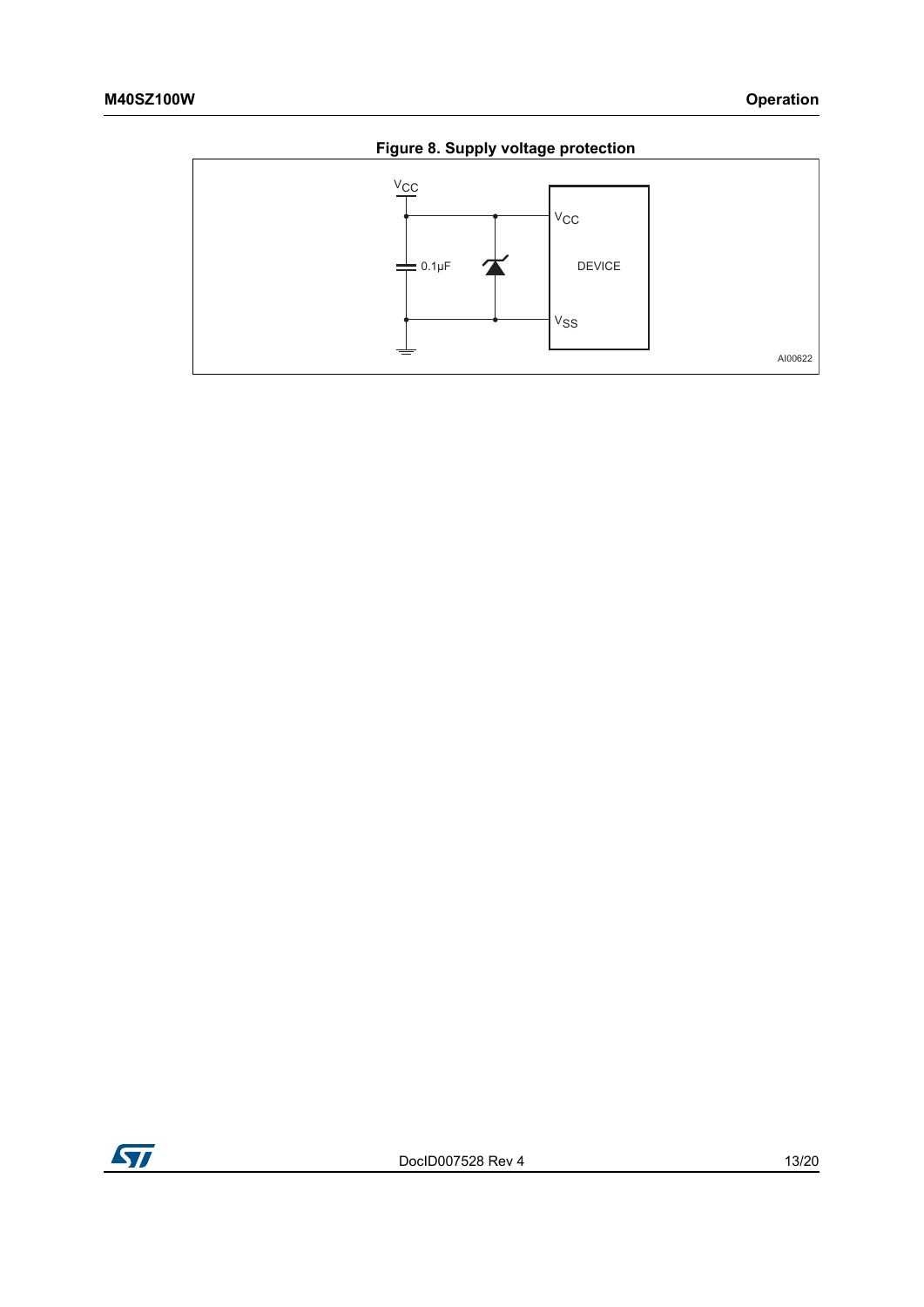**Figure 8. Supply voltage protection**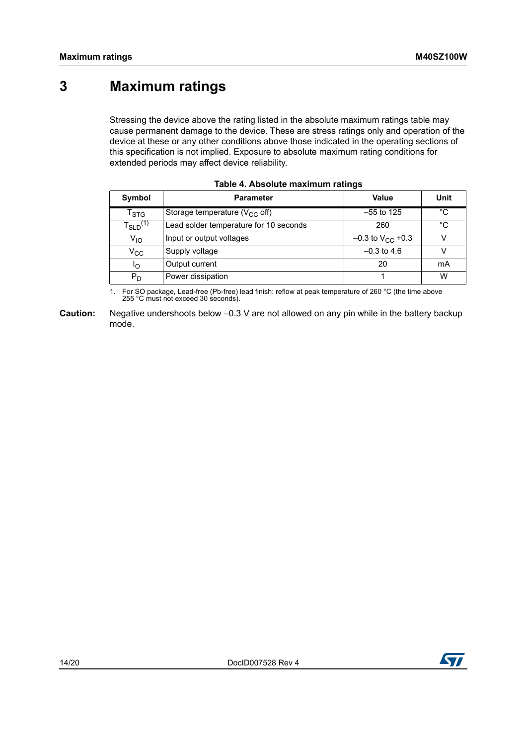# 3 Maximum ratings

Stressing the device above the rating listed in the absolute maximum ratings table may cause permanent damage to the device. These are stress ratings only and operation of the device at these or any other conditions above those indicated in the operating sections of this specification is not implied. Exposure to absolute maximum rating conditions for extended periods may affect device reliability.

**Table 4. Absolute maximum ratings**

| Symbol | Parameter | Value | Unit |
|---|---|---|---|
| $T_{STG}$ | Storage temperature ($V_{CC}$ off) | –55 to 125 | °C |
| $T_{SLD}$[1] | Lead solder temperature for 10 seconds | 260 | °C |
| $V_{IO}$ | Input or output voltages | –0.3 to $V_{CC}$ +0.3 | V |
| $V_{CC}$ | Supply voltage | –0.3 to 4.6 | V |
| $I_O$ | Output current | 20 | mA |
| $P_D$ | Power dissipation | 1 | W |

1. For SO package, Lead-free (Pb-free) lead finish: reflow at peak temperature of 260 °C (the time above 255 °C must not exceed 30 seconds).

**Caution:** Negative undershoots below –0.3 V are not allowed on any pin while in the battery backup mode.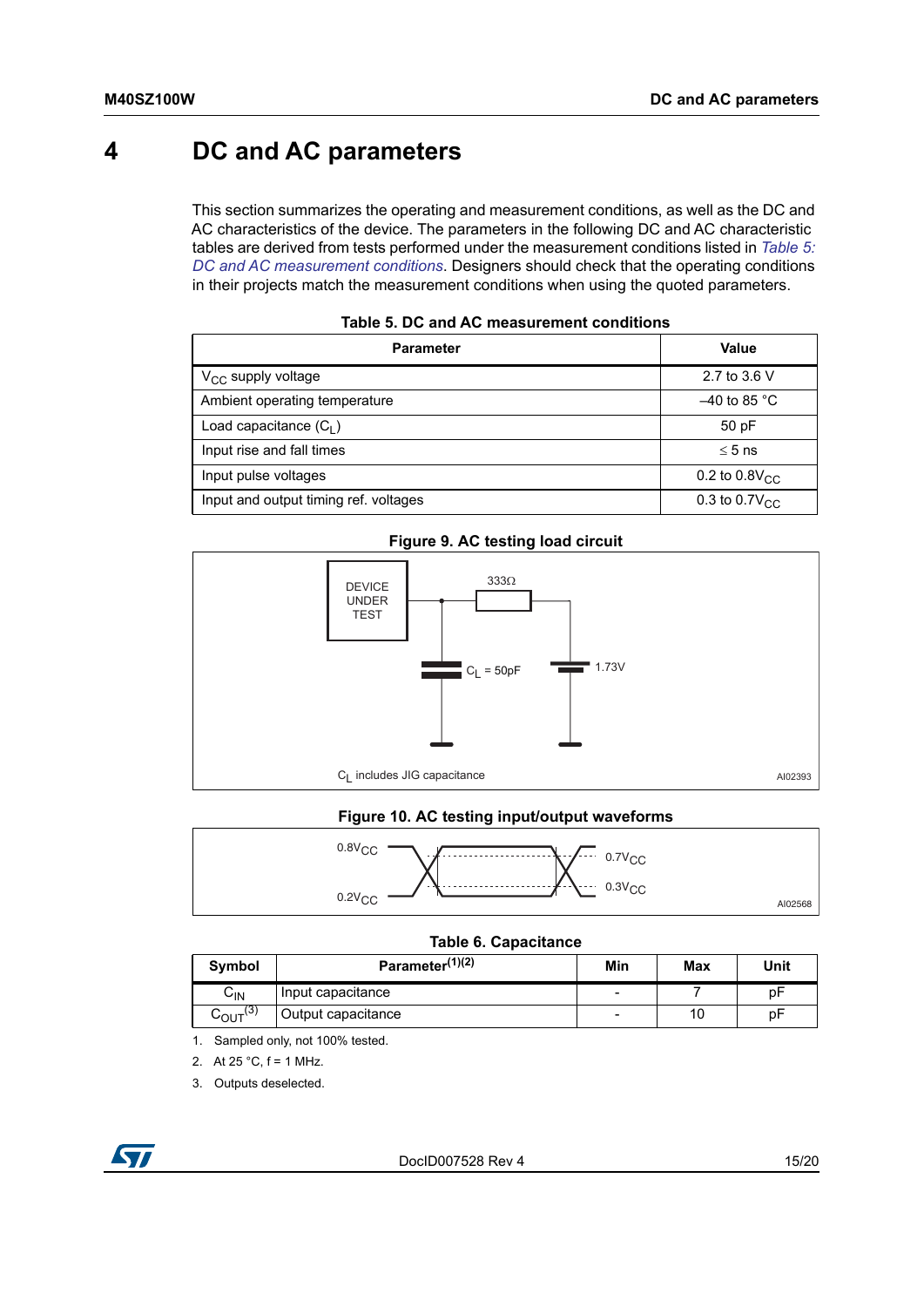# 4 DC and AC parameters

This section summarizes the operating and measurement conditions, as well as the DC and AC characteristics of the device. The parameters in the following DC and AC characteristic tables are derived from tests performed under the measurement conditions listed in *Table 5: DC and AC measurement conditions*. Designers should check that the operating conditions in their projects match the measurement conditions when using the quoted parameters.

**Table 5. DC and AC measurement conditions**

| Parameter | Value |
|---|---|
| $V_{CC}$ supply voltage | 2.7 to 3.6 V |
| Ambient operating temperature | –40 to 85 °C |
| Load capacitance ($C_L$) | 50 pF |
| Input rise and fall times | ≤ 5 ns |
| Input pulse voltages | 0.2 to $0.8V_{CC}$ |
| Input and output timing ref. voltages | 0.3 to $0.7V_{CC}$ |

**Figure 9. AC testing load circuit**

DEVICE UNDER TEST

333Ω

$C_L$ = 50pF

1.73V

$C_L$ includes JIG capacitance

AI02393

**Figure 10. AC testing input/output waveforms**

$0.8V_{CC}$

$0.2V_{CC}$

$0.7V_{CC}$

$0.3V_{CC}$

AI02568

**Table 6. Capacitance**

| Symbol | Parameter[(1)(2)] | Min | Max | Unit |
|---|---|---|---|---|
| $C_{IN}$ | Input capacitance | - | 7 | pF |
| $C_{OUT}$[(3)] | Output capacitance | - | 10 | pF |

1. Sampled only, not 100% tested.
2. At 25 °C, f = 1 MHz.
3. Outputs deselected.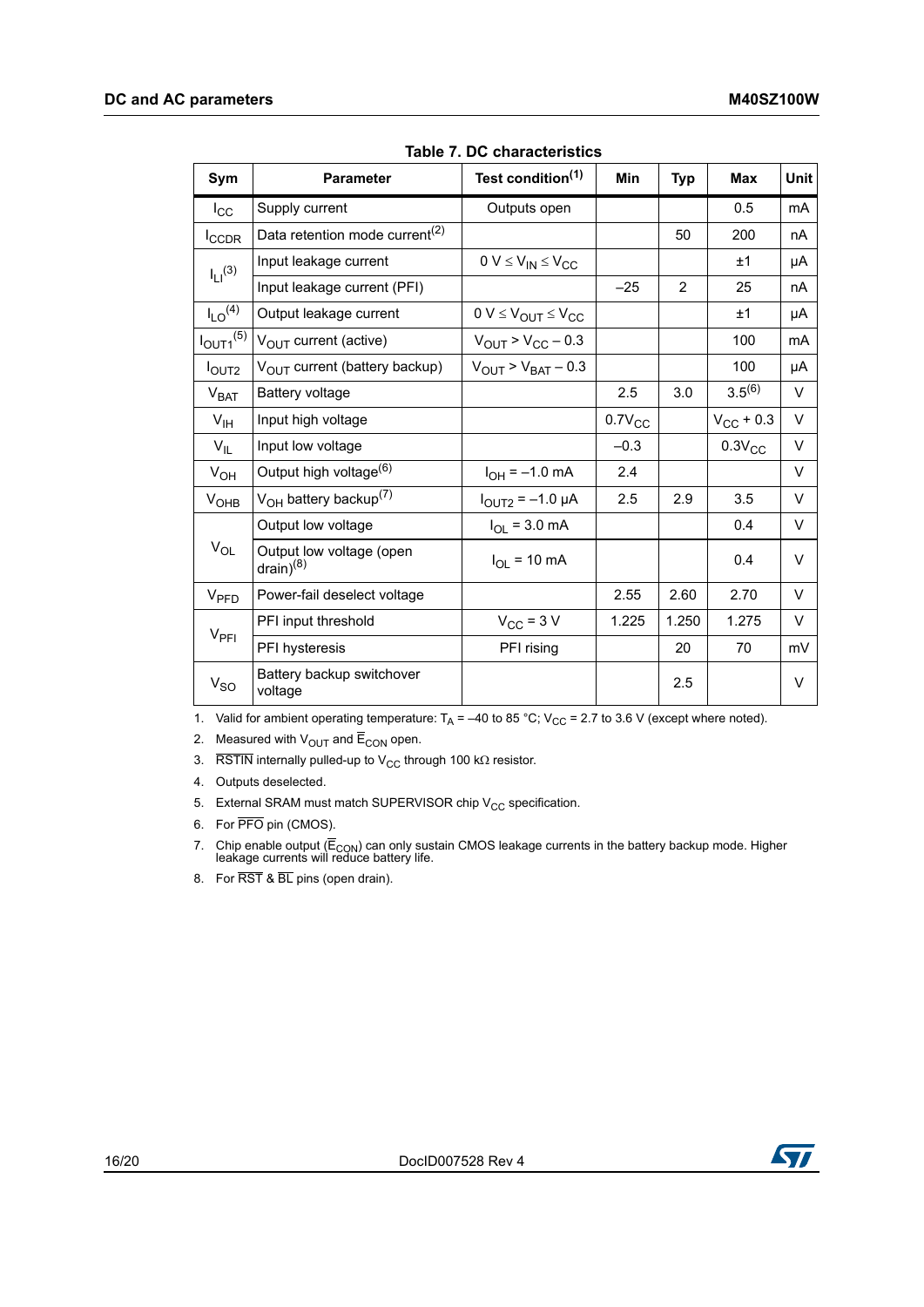**Table 7. DC characteristics**

| Sym | Parameter | Test condition(1) | Min | Typ | Max | Unit |
|---|---|---|---|---|---|---|
| $I_{CC}$ | Supply current | Outputs open | | | 0.5 | mA |
| $I_{CCDR}$ | Data retention mode current(2) | | | 50 | 200 | nA |
| $I_{LI}$(3) | Input leakage current | $0\ V \leq V_{IN} \leq V_{CC}$ | | | ±1 | µA |
| | Input leakage current (PFI) | | –25 | 2 | 25 | nA |
| $I_{LO}$(4) | Output leakage current | $0\ V \leq V_{OUT} \leq V_{CC}$ | | | ±1 | µA |
| $I_{OUT1}$(5) | $V_{OUT}$ current (active) | $V_{OUT} > V_{CC} – 0.3$ | | | 100 | mA |
| $I_{OUT2}$ | $V_{OUT}$ current (battery backup) | $V_{OUT} > V_{BAT} – 0.3$ | | | 100 | µA |
| $V_{BAT}$ | Battery voltage | | 2.5 | 3.0 | 3.5(6) | V |
| $V_{IH}$ | Input high voltage | | $0.7V_{CC}$ | | $V_{CC} + 0.3$ | V |
| $V_{IL}$ | Input low voltage | | –0.3 | | $0.3V_{CC}$ | V |
| $V_{OH}$ | Output high voltage(6) | $I_{OH} = –1.0$ mA | 2.4 | | | V |
| $V_{OHB}$ | $V_{OH}$ battery backup(7) | $I_{OUT2} = –1.0$ µA | 2.5 | 2.9 | 3.5 | V |
| $V_{OL}$ | Output low voltage | $I_{OL} = 3.0$ mA | | | 0.4 | V |
| | Output low voltage (open drain)(8) | $I_{OL} = 10$ mA | | | 0.4 | V |
| $V_{PFD}$ | Power-fail deselect voltage | | 2.55 | 2.60 | 2.70 | V |
| $V_{PFI}$ | PFI input threshold | $V_{CC} = 3$ V | 1.225 | 1.250 | 1.275 | V |
| | PFI hysteresis | PFI rising | | 20 | 70 | mV |
| $V_{SO}$ | Battery backup switchover voltage | | | 2.5 | | V |

1. Valid for ambient operating temperature: $T_A$ = –40 to 85 °C; $V_{CC}$ = 2.7 to 3.6 V (except where noted).
2. Measured with $V_{OUT}$ and $\overline{E}_{CON}$ open.
3. $\overline{RSTIN}$ internally pulled-up to $V_{CC}$ through 100 kΩ resistor.
4. Outputs deselected.
5. External SRAM must match SUPERVISOR chip $V_{CC}$ specification.
6. For $\overline{PFO}$ pin (CMOS).
7. Chip enable output ($\overline{E}_{CON}$) can only sustain CMOS leakage currents in the battery backup mode. Higher leakage currents will reduce battery life.
8. For $\overline{RST}$ & $\overline{BL}$ pins (open drain).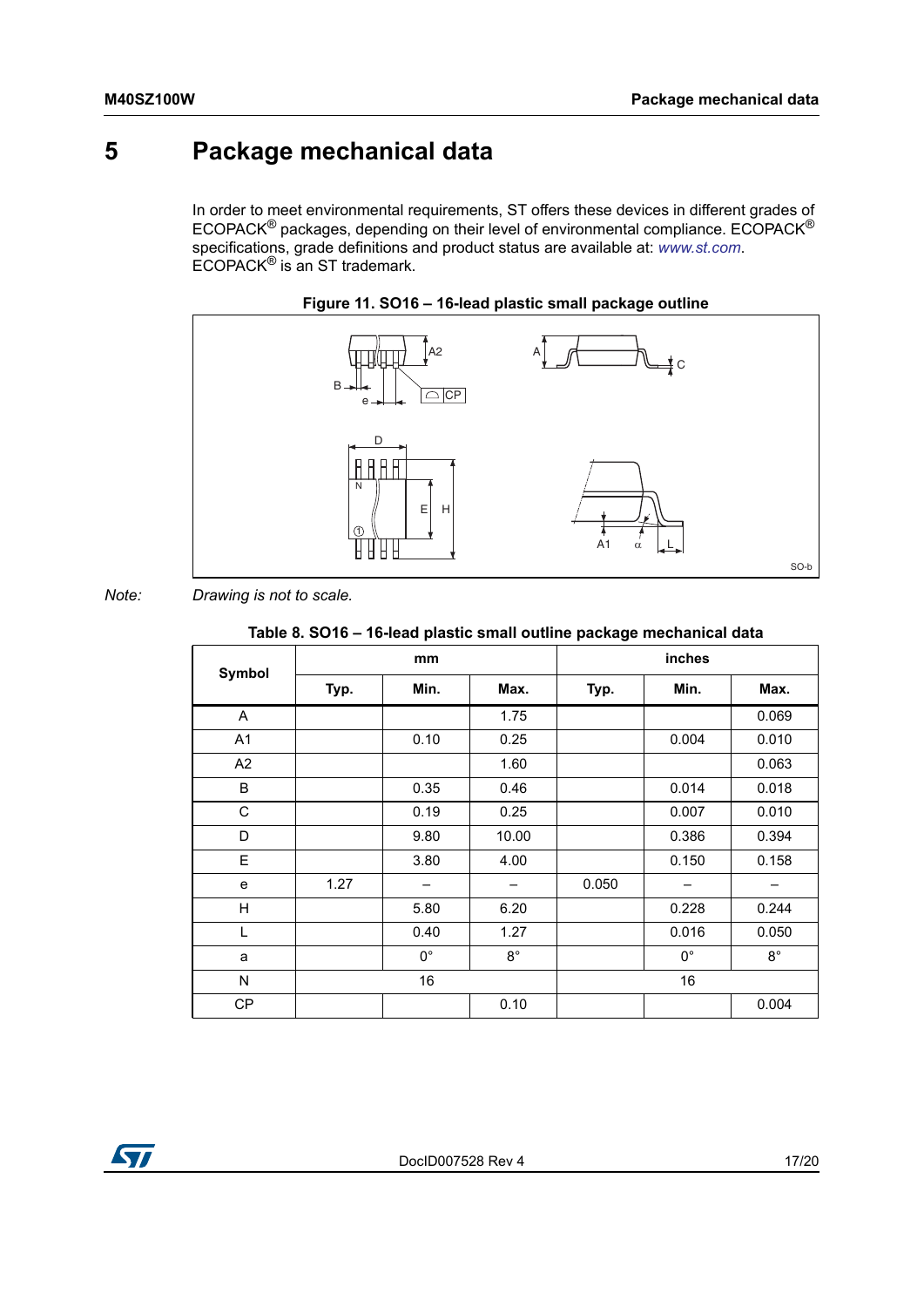# 5 Package mechanical data

In order to meet environmental requirements, ST offers these devices in different grades of ECOPACK® packages, depending on their level of environmental compliance. ECOPACK® specifications, grade definitions and product status are available at: *www.st.com*. ECOPACK® is an ST trademark.

**Figure 11. SO16 – 16-lead plastic small package outline**

*Note:* *Drawing is not to scale.*

**Table 8. SO16 – 16-lead plastic small outline package mechanical data**

| Symbol | mm | | | inches | | |
|---|---|---|---|---|---|---|
| | Typ. | Min. | Max. | Typ. | Min. | Max. |
| A | | | 1.75 | | | 0.069 |
| A1 | | 0.10 | 0.25 | | 0.004 | 0.010 |
| A2 | | | 1.60 | | | 0.063 |
| B | | 0.35 | 0.46 | | 0.014 | 0.018 |
| C | | 0.19 | 0.25 | | 0.007 | 0.010 |
| D | | 9.80 | 10.00 | | 0.386 | 0.394 |
| E | | 3.80 | 4.00 | | 0.150 | 0.158 |
| e | 1.27 | – | – | 0.050 | – | – |
| H | | 5.80 | 6.20 | | 0.228 | 0.244 |
| L | | 0.40 | 1.27 | | 0.016 | 0.050 |
| a | | 0° | 8° | | 0° | 8° |
| N | 16 | | | 16 | | |
| CP | | | 0.10 | | | 0.004 |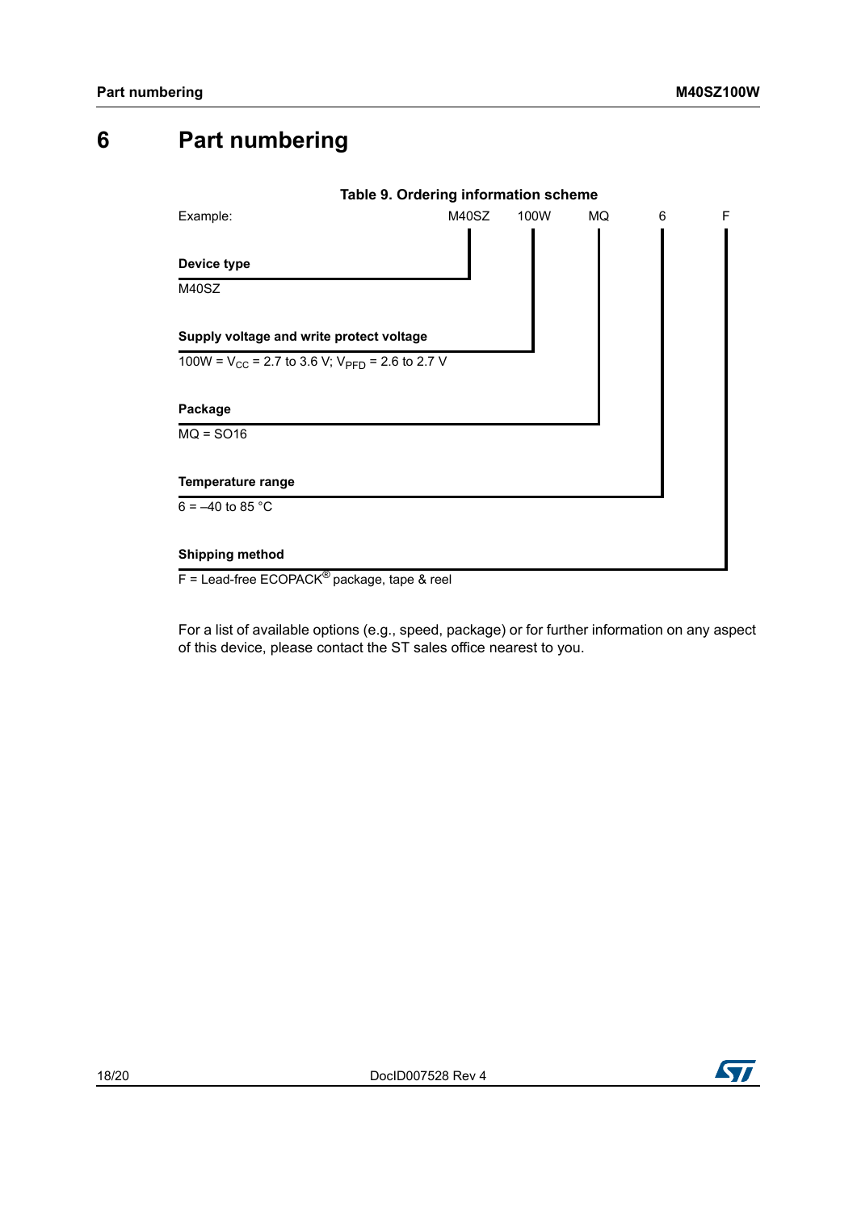# 6 Part numbering

**Table 9. Ordering information scheme**

| Example: | M40SZ | 100W | MQ | 6 | F |
|---|---|---|---|---|---|

**Device type**

M40SZ

**Supply voltage and write protect voltage**

100W = $V_{CC}$ = 2.7 to 3.6 V; $V_{PFD}$ = 2.6 to 2.7 V

**Package**

MQ = SO16

**Temperature range**

6 = –40 to 85 °C

**Shipping method**

F = Lead-free ECOPACK® package, tape & reel

For a list of available options (e.g., speed, package) or for further information on any aspect of this device, please contact the ST sales office nearest to you.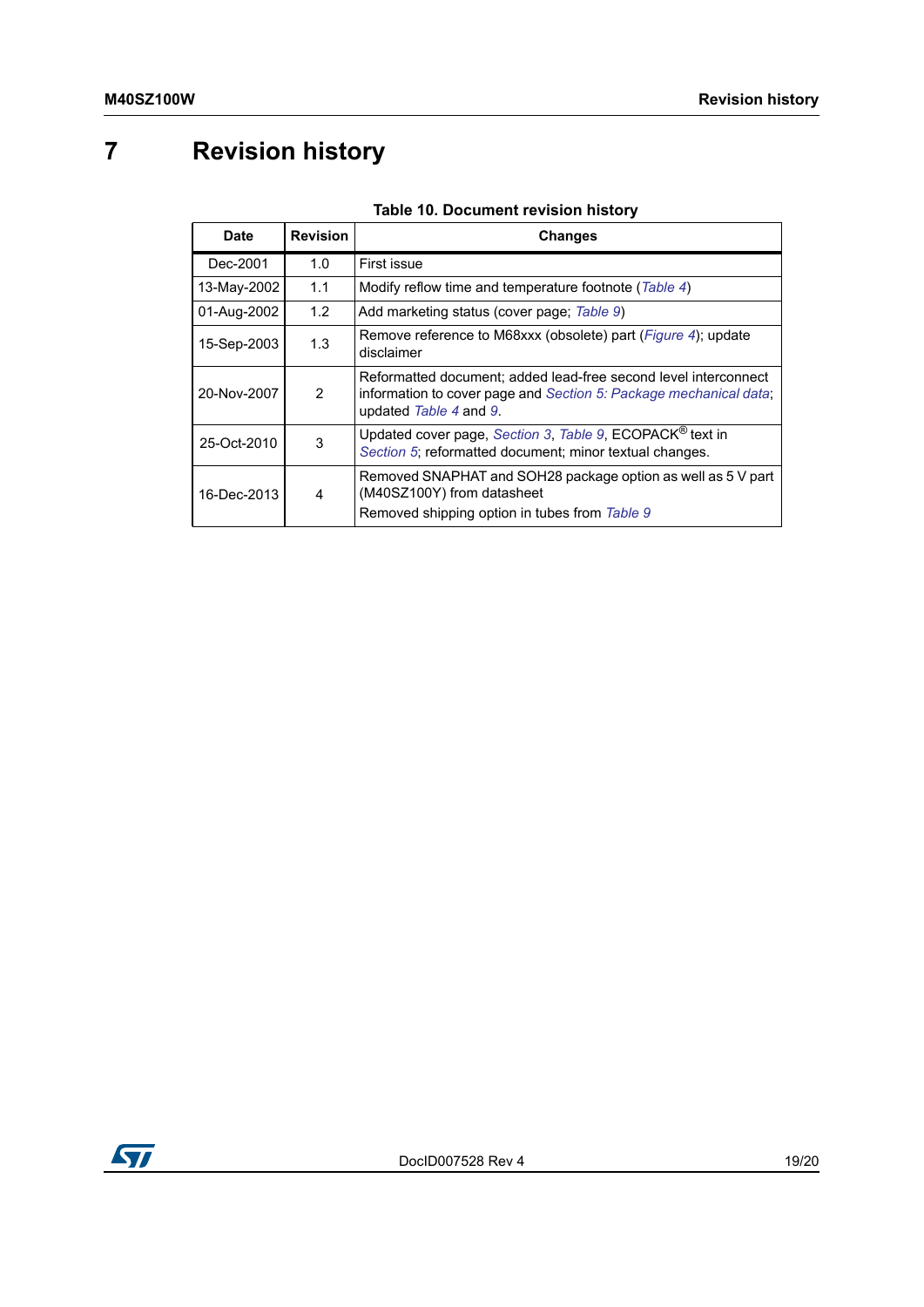# 7 Revision history

**Table 10. Document revision history**

| Date | Revision | Changes |
|---|---|---|
| Dec-2001 | 1.0 | First issue |
| 13-May-2002 | 1.1 | Modify reflow time and temperature footnote (*Table 4*) |
| 01-Aug-2002 | 1.2 | Add marketing status (cover page; *Table 9*) |
| 15-Sep-2003 | 1.3 | Remove reference to M68xxx (obsolete) part (*Figure 4*); update disclaimer |
| 20-Nov-2007 | 2 | Reformatted document; added lead-free second level interconnect information to cover page and *Section 5: Package mechanical data*; updated *Table 4* and *9*. |
| 25-Oct-2010 | 3 | Updated cover page, *Section 3*, *Table 9*, ECOPACK® text in *Section 5*; reformatted document; minor textual changes. |
| 16-Dec-2013 | 4 | Removed SNAPHAT and SOH28 package option as well as 5 V part (M40SZ100Y) from datasheet<br>Removed shipping option in tubes from *Table 9* |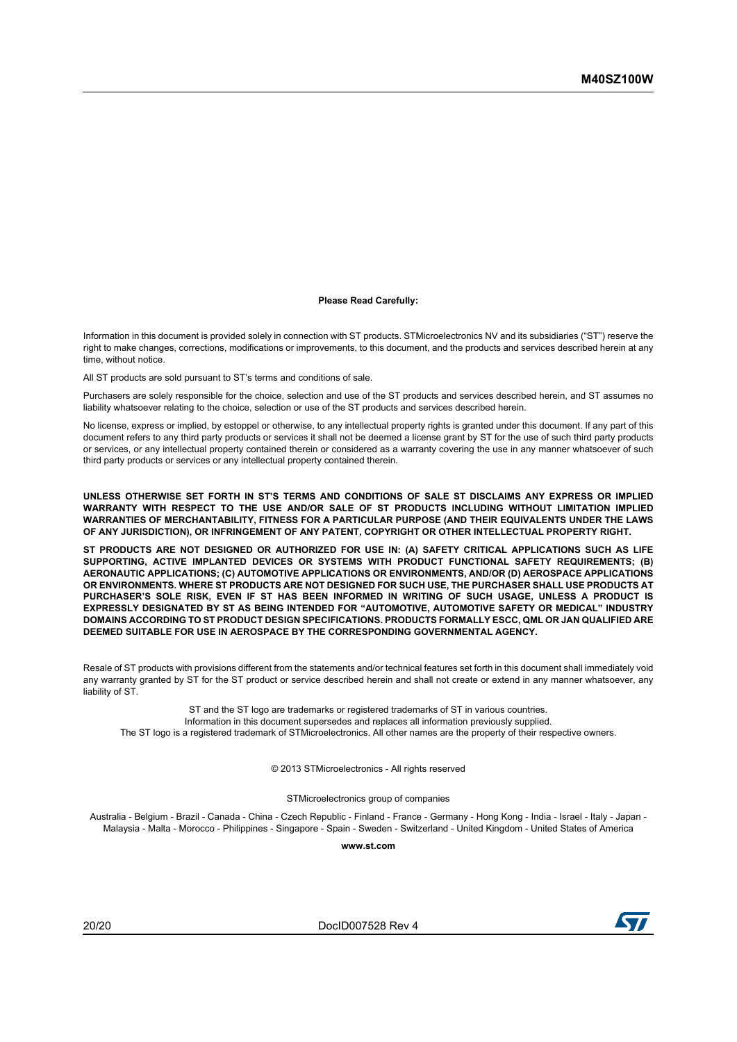**Please Read Carefully:**

Information in this document is provided solely in connection with ST products. STMicroelectronics NV and its subsidiaries ("ST") reserve the right to make changes, corrections, modifications or improvements, to this document, and the products and services described herein at any time, without notice.

All ST products are sold pursuant to ST's terms and conditions of sale.

Purchasers are solely responsible for the choice, selection and use of the ST products and services described herein, and ST assumes no liability whatsoever relating to the choice, selection or use of the ST products and services described herein.

No license, express or implied, by estoppel or otherwise, to any intellectual property rights is granted under this document. If any part of this document refers to any third party products or services it shall not be deemed a license grant by ST for the use of such third party products or services, or any intellectual property contained therein or considered as a warranty covering the use in any manner whatsoever of such third party products or services or any intellectual property contained therein.

**UNLESS OTHERWISE SET FORTH IN ST'S TERMS AND CONDITIONS OF SALE ST DISCLAIMS ANY EXPRESS OR IMPLIED WARRANTY WITH RESPECT TO THE USE AND/OR SALE OF ST PRODUCTS INCLUDING WITHOUT LIMITATION IMPLIED WARRANTIES OF MERCHANTABILITY, FITNESS FOR A PARTICULAR PURPOSE (AND THEIR EQUIVALENTS UNDER THE LAWS OF ANY JURISDICTION), OR INFRINGEMENT OF ANY PATENT, COPYRIGHT OR OTHER INTELLECTUAL PROPERTY RIGHT.**

**ST PRODUCTS ARE NOT DESIGNED OR AUTHORIZED FOR USE IN: (A) SAFETY CRITICAL APPLICATIONS SUCH AS LIFE SUPPORTING, ACTIVE IMPLANTED DEVICES OR SYSTEMS WITH PRODUCT FUNCTIONAL SAFETY REQUIREMENTS; (B) AERONAUTIC APPLICATIONS; (C) AUTOMOTIVE APPLICATIONS OR ENVIRONMENTS, AND/OR (D) AEROSPACE APPLICATIONS OR ENVIRONMENTS. WHERE ST PRODUCTS ARE NOT DESIGNED FOR SUCH USE, THE PURCHASER SHALL USE PRODUCTS AT PURCHASER'S SOLE RISK, EVEN IF ST HAS BEEN INFORMED IN WRITING OF SUCH USAGE, UNLESS A PRODUCT IS EXPRESSLY DESIGNATED BY ST AS BEING INTENDED FOR "AUTOMOTIVE, AUTOMOTIVE SAFETY OR MEDICAL" INDUSTRY DOMAINS ACCORDING TO ST PRODUCT DESIGN SPECIFICATIONS. PRODUCTS FORMALLY ESCC, QML OR JAN QUALIFIED ARE DEEMED SUITABLE FOR USE IN AEROSPACE BY THE CORRESPONDING GOVERNMENTAL AGENCY.**

Resale of ST products with provisions different from the statements and/or technical features set forth in this document shall immediately void any warranty granted by ST for the ST product or service described herein and shall not create or extend in any manner whatsoever, any liability of ST.

ST and the ST logo are trademarks or registered trademarks of ST in various countries.
Information in this document supersedes and replaces all information previously supplied.
The ST logo is a registered trademark of STMicroelectronics. All other names are the property of their respective owners.

© 2013 STMicroelectronics - All rights reserved

STMicroelectronics group of companies

Australia - Belgium - Brazil - Canada - China - Czech Republic - Finland - France - Germany - Hong Kong - India - Israel - Italy - Japan - Malaysia - Malta - Morocco - Philippines - Singapore - Spain - Sweden - Switzerland - United Kingdom - United States of America

**www.st.com**